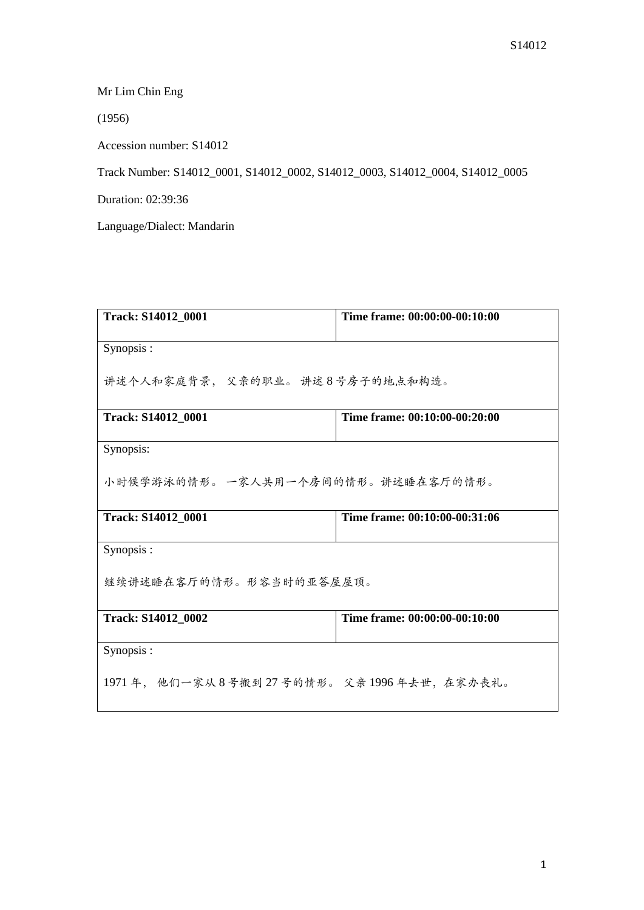Mr Lim Chin Eng

(1956)

Accession number: S14012

Track Number: S14012_0001, S14012_0002, S14012_0003, S14012_0004, S14012_0005

Duration: 02:39:36

Language/Dialect: Mandarin

| **Track: S14012_0001** | **Time frame: 00:00:00-00:10:00** |
|---|---|
| Synopsis :<br><br>讲述个人和家庭背景， 父亲的职业。 讲述 8 号房子的地点和构造。 | |
| **Track: S14012_0001** | **Time frame: 00:10:00-00:20:00** |
| Synopsis:<br><br>小时候学游泳的情形。 一家人共用一个房间的情形。讲述睡在客厅的情形。 | |
| **Track: S14012_0001** | **Time frame: 00:10:00-00:31:06** |
| Synopsis :<br><br>继续讲述睡在客厅的情形。形容当时的亚答屋屋顶。 | |
| **Track: S14012_0002** | **Time frame: 00:00:00-00:10:00** |
| Synopsis :<br><br>1971 年， 他们一家从 8 号搬到 27 号的情形。 父亲 1996 年去世，在家办丧礼。 | |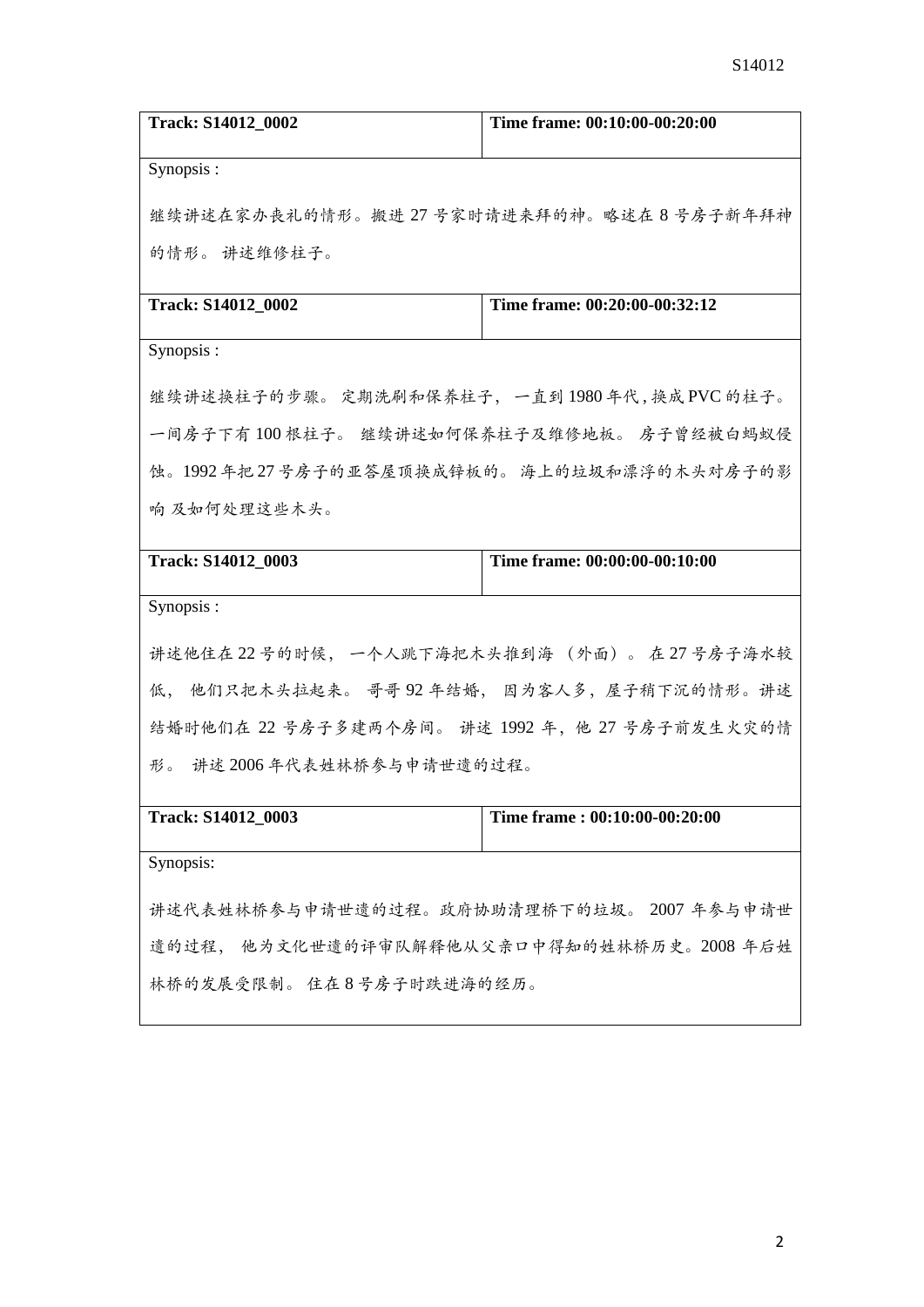| Track: S14012_0002 | Time frame: 00:10:00-00:20:00 |
| --- | --- |
| Synopsis :<br><br>继续讲述在家办丧礼的情形。搬进 27 号家时请进来拜的神。略述在 8 号房子新年拜神的情形。 讲述维修柱子。 | |

| Track: S14012_0002 | Time frame: 00:20:00-00:32:12 |
| --- | --- |
| Synopsis :<br><br>继续讲述换柱子的步骤。 定期洗刷和保养柱子， 一直到 1980 年代 , 换成 PVC 的柱子。一间房子下有 100 根柱子。 继续讲述如何保养柱子及维修地板。 房子曾经被白蚂蚁侵蚀。1992 年把 27 号房子的亚答屋顶换成锌板的。 海上的垃圾和漂浮的木头对房子的影响 及如何处理这些木头。 | |

| Track: S14012_0003 | Time frame: 00:00:00-00:10:00 |
| --- | --- |
| Synopsis :<br><br>讲述他住在 22 号的时候， 一个人跳下海把木头推到海 （外面）。 在 27 号房子海水较低， 他们只把木头拉起来。 哥哥 92 年结婚， 因为客人多，屋子稍下沉的情形。讲述结婚时他们在 22 号房子多建两个房间。 讲述 1992 年，他 27 号房子前发生火灾的情形。 讲述 2006 年代表姓林桥参与申请世遗的过程。 | |

| Track: S14012_0003 | Time frame : 00:10:00-00:20:00 |
| --- | --- |
| Synopsis:<br><br>讲述代表姓林桥参与申请世遗的过程。政府协助清理桥下的垃圾。 2007 年参与申请世遗的过程， 他为文化世遗的评审队解释他从父亲口中得知的姓林桥历史。2008 年后姓林桥的发展受限制。 住在 8 号房子时跌进海的经历。 | |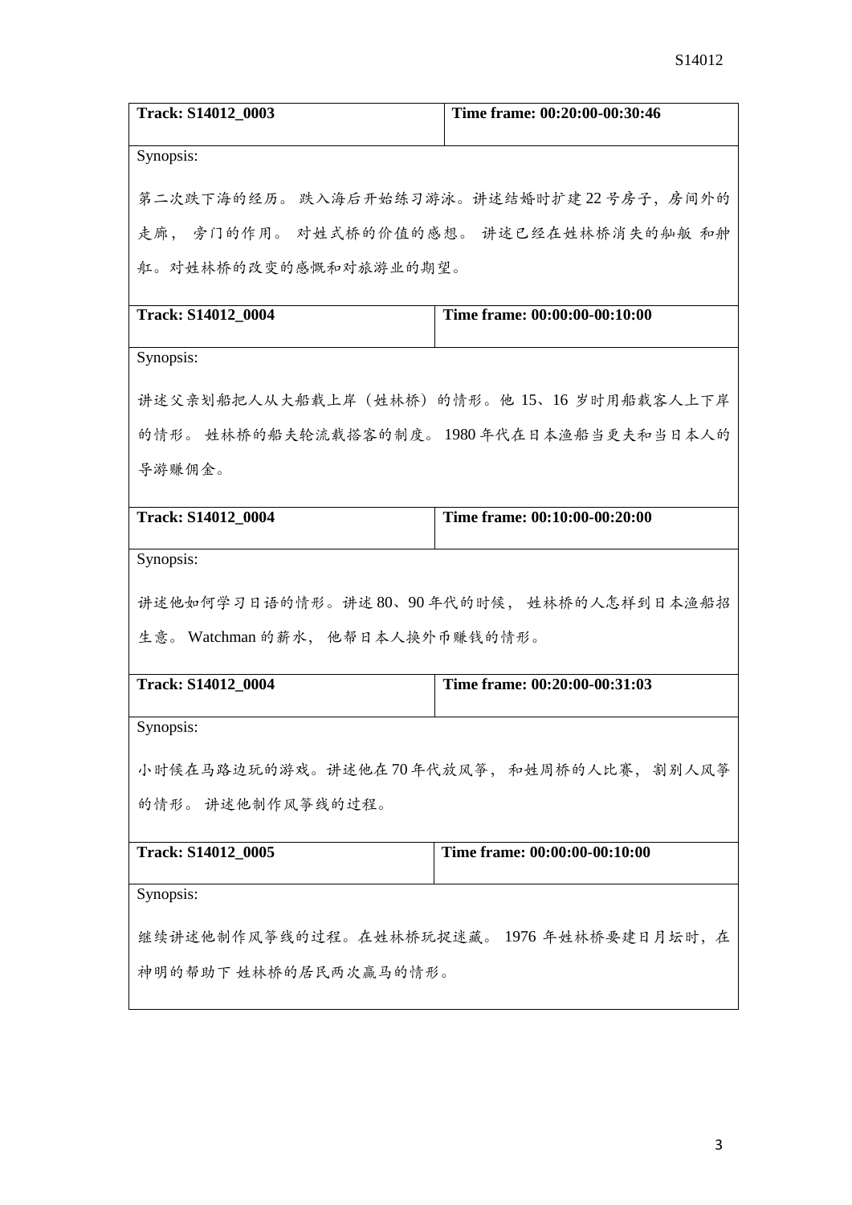| Track: S14012_0003 | Time frame: 00:20:00-00:30:46 |
| --- | --- |
| Synopsis:<br><br>第二次跌下海的经历。 跌入海后开始练习游泳。讲述结婚时扩建 22 号房子，房间外的走廊， 旁门的作用。 对姓式桥的价值的感想。 讲述已经在姓林桥消失的舢舨 和舯舡。对姓林桥的改变的感慨和对旅游业的期望。 | |

| Track: S14012_0004 | Time frame: 00:00:00-00:10:00 |
| --- | --- |
| Synopsis:<br><br>讲述父亲划船把人从大船载上岸（姓林桥）的情形。他 15、16 岁时用船载客人上下岸的情形。 姓林桥的船夫轮流载搭客的制度。 1980 年代在日本渔船当更夫和当日本人的导游赚佣金。 | |

| Track: S14012_0004 | Time frame: 00:10:00-00:20:00 |
| --- | --- |
| Synopsis:<br><br>讲述他如何学习日语的情形。讲述 80、90 年代的时候， 姓林桥的人怎样到日本渔船招生意。 Watchman 的薪水， 他帮日本人换外币赚钱的情形。 | |

| Track: S14012_0004 | Time frame: 00:20:00-00:31:03 |
| --- | --- |
| Synopsis:<br><br>小时候在马路边玩的游戏。讲述他在 70 年代放风筝， 和姓周桥的人比赛， 割别人风筝的情形。 讲述他制作风筝线的过程。 | |

| Track: S14012_0005 | Time frame: 00:00:00-00:10:00 |
| --- | --- |
| Synopsis:<br><br>继续讲述他制作风筝线的过程。在姓林桥玩捉迷藏。 1976 年姓林桥要建日月坛时，在神明的帮助下 姓林桥的居民两次赢马的情形。 | |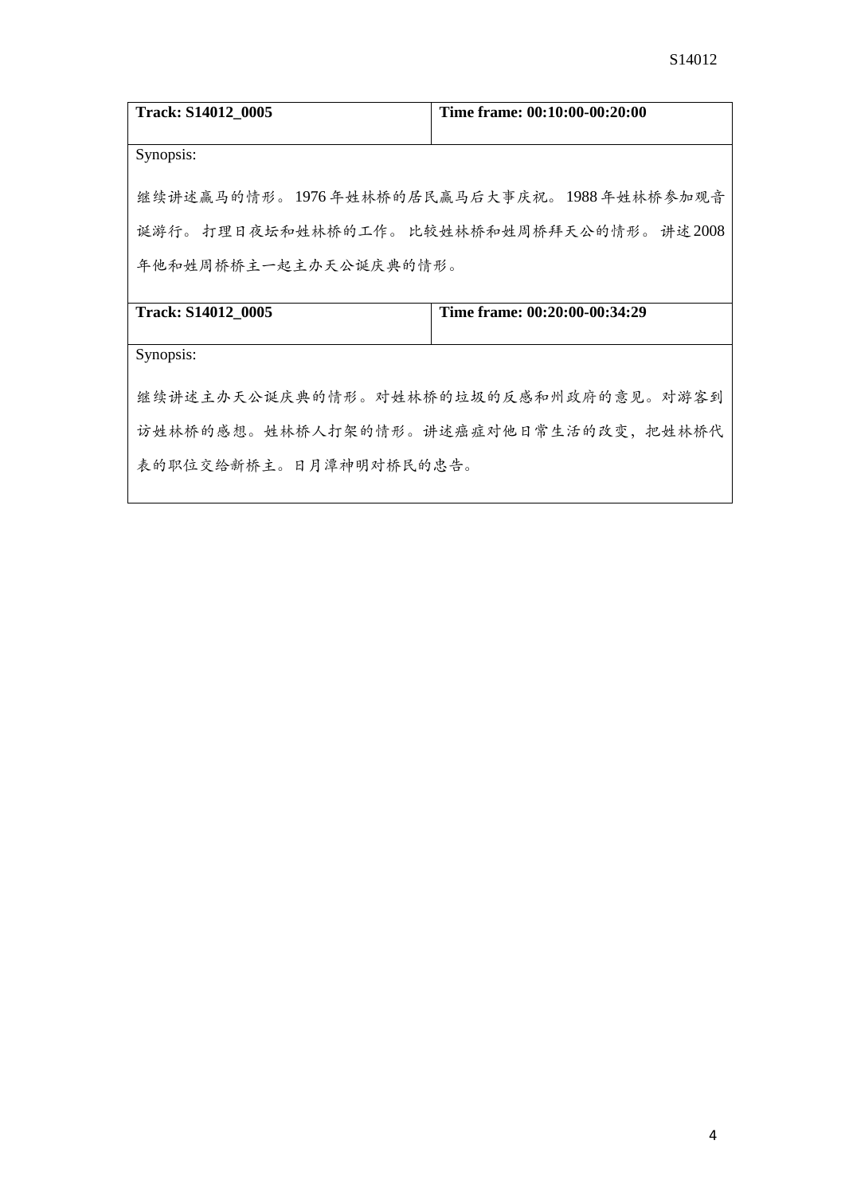| **Track: S14012_0005** | **Time frame: 00:10:00-00:20:00** |
|---|---|
| Synopsis:<br><br>继续讲述赢马的情形。 1976 年姓林桥的居民赢马后大事庆祝。 1988 年姓林桥参加观音诞游行。 打理日夜坛和姓林桥的工作。 比较姓林桥和姓周桥拜天公的情形。 讲述 2008 年他和姓周桥桥主一起主办天公诞庆典的情形。 | |

| **Track: S14012_0005** | **Time frame: 00:20:00-00:34:29** |
|---|---|
| Synopsis:<br><br>继续讲述主办天公诞庆典的情形。对姓林桥的垃圾的反感和州政府的意见。对游客到访姓林桥的感想。姓林桥人打架的情形。讲述癌症对他日常生活的改变，把姓林桥代表的职位交给新桥主。日月潭神明对桥民的忠告。 | |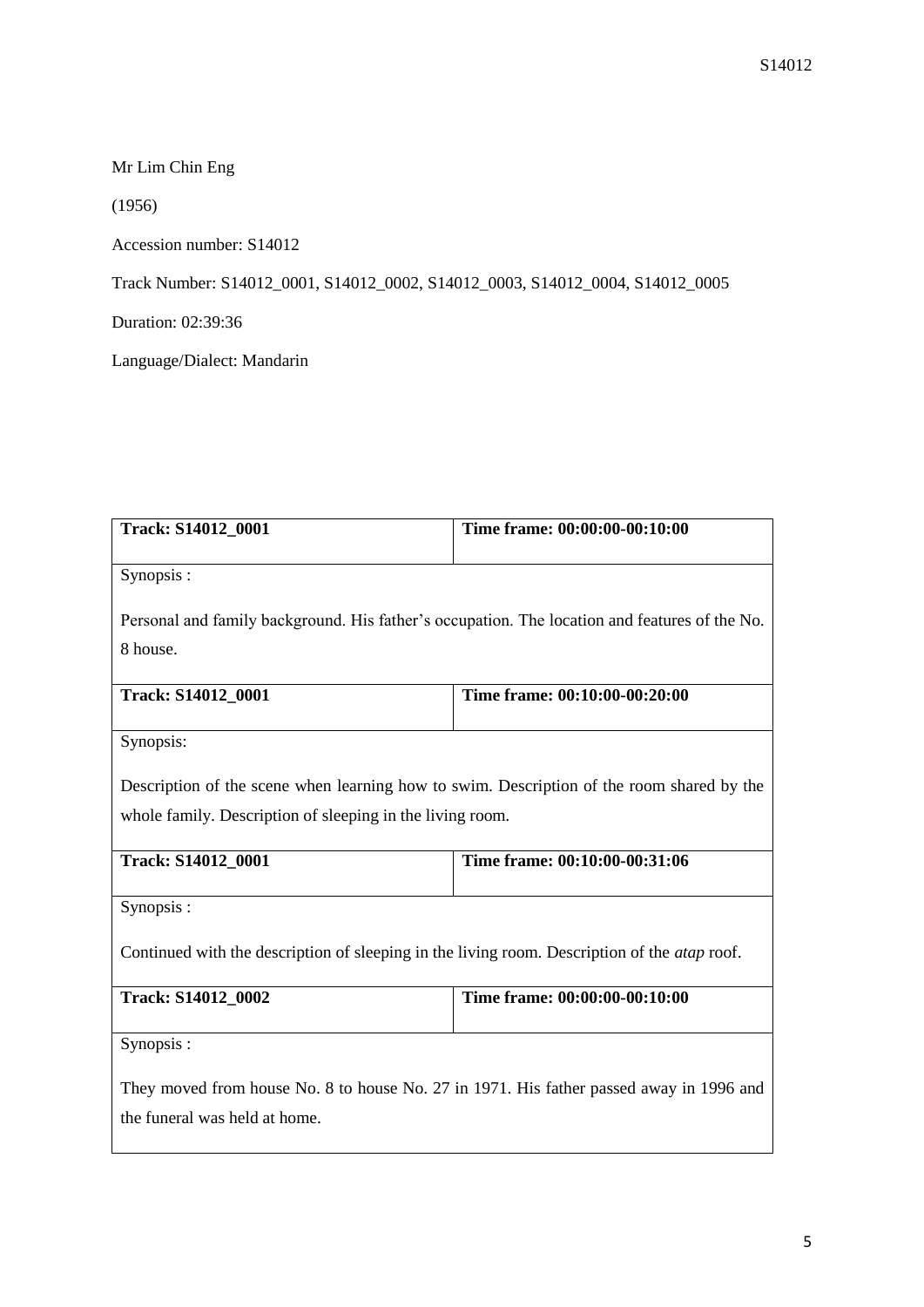Mr Lim Chin Eng

(1956)

Accession number: S14012

Track Number: S14012_0001, S14012_0002, S14012_0003, S14012_0004, S14012_0005

Duration: 02:39:36

Language/Dialect: Mandarin

| **Track: S14012_0001** | **Time frame: 00:00:00-00:10:00** |
| --- | --- |
| Synopsis :<br><br>Personal and family background. His father's occupation. The location and features of the No. 8 house. | |
| **Track: S14012_0001** | **Time frame: 00:10:00-00:20:00** |
| Synopsis:<br><br>Description of the scene when learning how to swim. Description of the room shared by the whole family. Description of sleeping in the living room. | |
| **Track: S14012_0001** | **Time frame: 00:10:00-00:31:06** |
| Synopsis :<br><br>Continued with the description of sleeping in the living room. Description of the *atap* roof. | |
| **Track: S14012_0002** | **Time frame: 00:00:00-00:10:00** |
| Synopsis :<br><br>They moved from house No. 8 to house No. 27 in 1971. His father passed away in 1996 and the funeral was held at home. | |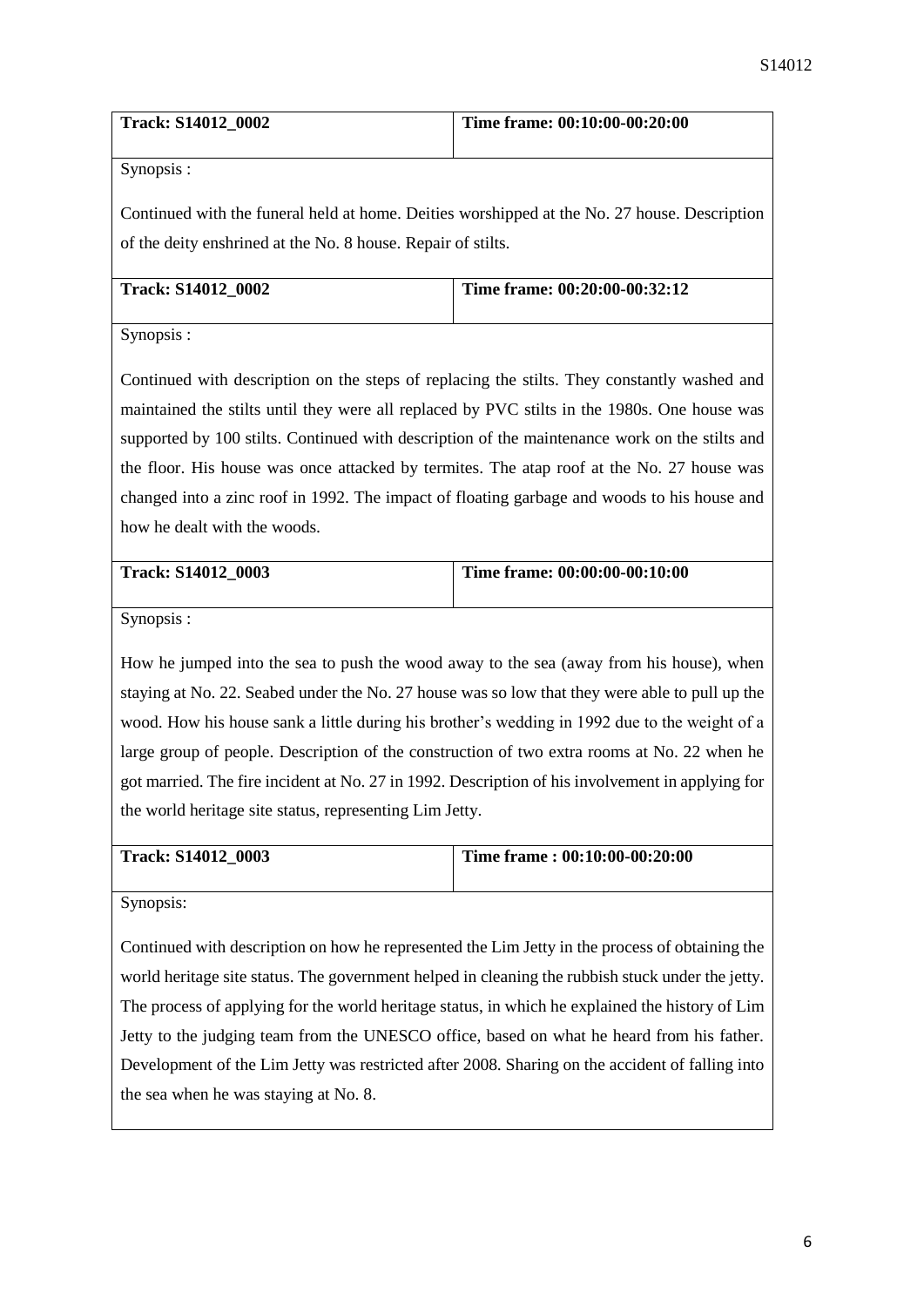| **Track: S14012_0002** | **Time frame: 00:10:00-00:20:00** |
| --- | --- |
| Synopsis : | |
| Continued with the funeral held at home. Deities worshipped at the No. 27 house. Description of the deity enshrined at the No. 8 house. Repair of stilts. | |

| **Track: S14012_0002** | **Time frame: 00:20:00-00:32:12** |
| --- | --- |
| Synopsis : | |
| Continued with description on the steps of replacing the stilts. They constantly washed and maintained the stilts until they were all replaced by PVC stilts in the 1980s. One house was supported by 100 stilts. Continued with description of the maintenance work on the stilts and the floor. His house was once attacked by termites. The atap roof at the No. 27 house was changed into a zinc roof in 1992. The impact of floating garbage and woods to his house and how he dealt with the woods. | |

| **Track: S14012_0003** | **Time frame: 00:00:00-00:10:00** |
| --- | --- |
| Synopsis : | |
| How he jumped into the sea to push the wood away to the sea (away from his house), when staying at No. 22. Seabed under the No. 27 house was so low that they were able to pull up the wood. How his house sank a little during his brother's wedding in 1992 due to the weight of a large group of people. Description of the construction of two extra rooms at No. 22 when he got married. The fire incident at No. 27 in 1992. Description of his involvement in applying for the world heritage site status, representing Lim Jetty. | |

| **Track: S14012_0003** | **Time frame : 00:10:00-00:20:00** |
| --- | --- |
| Synopsis: | |
| Continued with description on how he represented the Lim Jetty in the process of obtaining the world heritage site status. The government helped in cleaning the rubbish stuck under the jetty. The process of applying for the world heritage status, in which he explained the history of Lim Jetty to the judging team from the UNESCO office, based on what he heard from his father. Development of the Lim Jetty was restricted after 2008. Sharing on the accident of falling into the sea when he was staying at No. 8. | |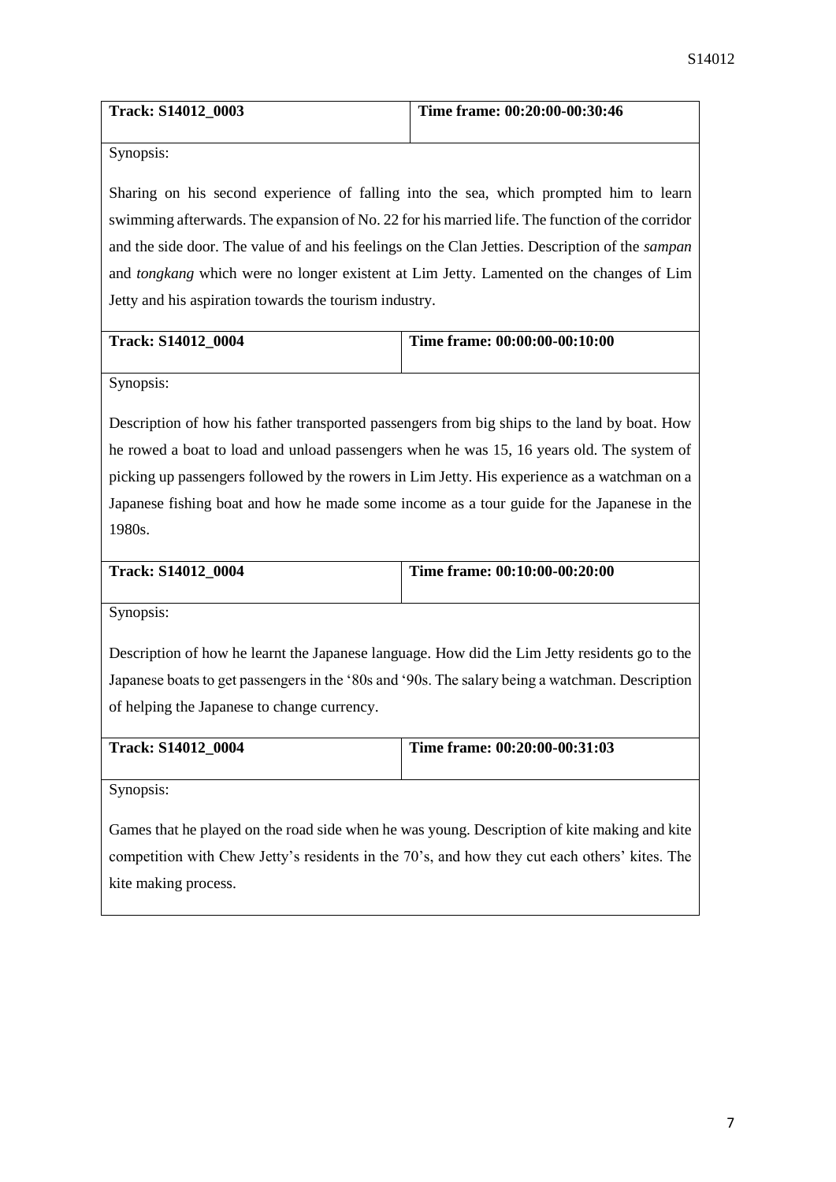| **Track: S14012_0003** | **Time frame: 00:20:00-00:30:46** |
| --- | --- |

Synopsis:

Sharing on his second experience of falling into the sea, which prompted him to learn swimming afterwards. The expansion of No. 22 for his married life. The function of the corridor and the side door. The value of and his feelings on the Clan Jetties. Description of the *sampan* and *tongkang* which were no longer existent at Lim Jetty. Lamented on the changes of Lim Jetty and his aspiration towards the tourism industry.

| **Track: S14012_0004** | **Time frame: 00:00:00-00:10:00** |
| --- | --- |

Synopsis:

Description of how his father transported passengers from big ships to the land by boat. How he rowed a boat to load and unload passengers when he was 15, 16 years old. The system of picking up passengers followed by the rowers in Lim Jetty. His experience as a watchman on a Japanese fishing boat and how he made some income as a tour guide for the Japanese in the 1980s.

| **Track: S14012_0004** | **Time frame: 00:10:00-00:20:00** |
| --- | --- |

Synopsis:

Description of how he learnt the Japanese language. How did the Lim Jetty residents go to the Japanese boats to get passengers in the '80s and '90s. The salary being a watchman. Description of helping the Japanese to change currency.

| **Track: S14012_0004** | **Time frame: 00:20:00-00:31:03** |
| --- | --- |

Synopsis:

Games that he played on the road side when he was young. Description of kite making and kite competition with Chew Jetty's residents in the 70's, and how they cut each others' kites. The kite making process.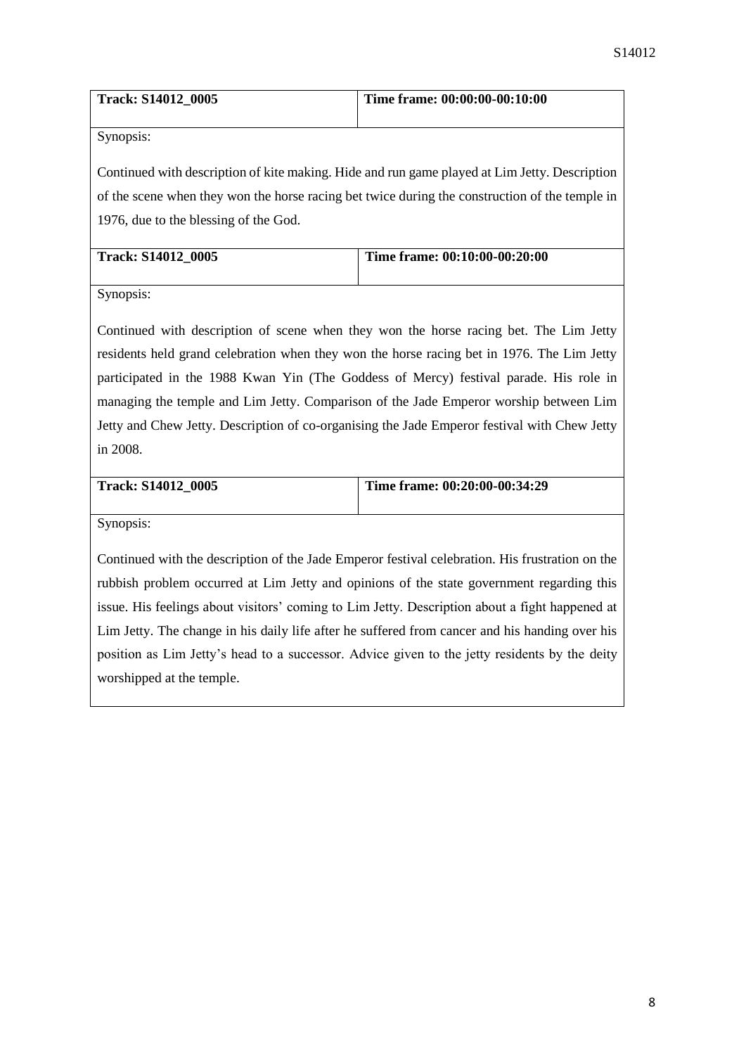| Track: S14012_0005 | Time frame: 00:00:00-00:10:00 |
| --- | --- |

Synopsis:

Continued with description of kite making. Hide and run game played at Lim Jetty. Description of the scene when they won the horse racing bet twice during the construction of the temple in 1976, due to the blessing of the God.

| Track: S14012_0005 | Time frame: 00:10:00-00:20:00 |
| --- | --- |

Synopsis:

Continued with description of scene when they won the horse racing bet. The Lim Jetty residents held grand celebration when they won the horse racing bet in 1976. The Lim Jetty participated in the 1988 Kwan Yin (The Goddess of Mercy) festival parade. His role in managing the temple and Lim Jetty. Comparison of the Jade Emperor worship between Lim Jetty and Chew Jetty. Description of co-organising the Jade Emperor festival with Chew Jetty in 2008.

| Track: S14012_0005 | Time frame: 00:20:00-00:34:29 |
| --- | --- |

Synopsis:

Continued with the description of the Jade Emperor festival celebration. His frustration on the rubbish problem occurred at Lim Jetty and opinions of the state government regarding this issue. His feelings about visitors' coming to Lim Jetty. Description about a fight happened at Lim Jetty. The change in his daily life after he suffered from cancer and his handing over his position as Lim Jetty's head to a successor. Advice given to the jetty residents by the deity worshipped at the temple.